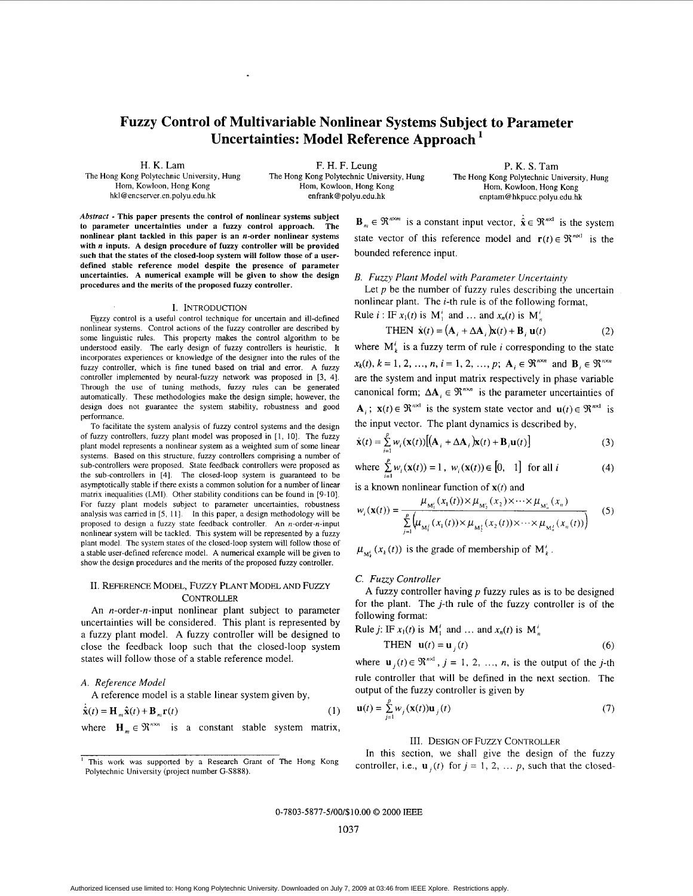# Fuzzy Control of Multivariable Nonlinear Systems Subject to Parameter Uncertainties: Model Reference Approach [1]

H. K. Lam
The Hong Kong Polytechnic University, Hung Hom, Kowloon, Hong Kong
hkl@encserver.en.polyu.edu.hk

F. H. F. Leung
The Hong Kong Polytechnic University, Hung Hom, Kowloon, Hong Kong
enfrank@polyu.edu.hk

P. K. S. Tam
The Hong Kong Polytechnic University, Hung Hom, Kowloon, Hong Kong
enptam@hkpucc.polyu.edu.hk

***Abstract* - This paper presents the control of nonlinear systems subject to parameter uncertainties under a fuzzy control approach. The nonlinear plant tackled in this paper is an *n*-order nonlinear systems with *n* inputs. A design procedure of fuzzy controller will be provided such that the states of the closed-loop system will follow those of a user-defined stable reference model despite the presence of parameter uncertainties. A numerical example will be given to show the design procedures and the merits of the proposed fuzzy controller.**

## I. INTRODUCTION

Fuzzy control is a useful control technique for uncertain and ill-defined nonlinear systems. Control actions of the fuzzy controller are described by some linguistic rules. This property makes the control algorithm to be understood easily. The early design of fuzzy controllers is heuristic. It incorporates experiences or knowledge of the designer into the rules of the fuzzy controller, which is fine tuned based on trial and error. A fuzzy controller implemented by neural-fuzzy network was proposed in [3, 4]. Through the use of tuning methods, fuzzy rules can be generated automatically. These methodologies make the design simple; however, the design does not guarantee the system stability, robustness and good performance.

To facilitate the system analysis of fuzzy control systems and the design of fuzzy controllers, fuzzy plant model was proposed in [1, 10]. The fuzzy plant model represents a nonlinear system as a weighted sum of some linear systems. Based on this structure, fuzzy controllers comprising a number of sub-controllers were proposed. State feedback controllers were proposed as the sub-controllers in [4]. The closed-loop system is guaranteed to be asymptotically stable if there exists a common solution for a number of linear matrix inequalities (LMI). Other stability conditions can be found in [9-10]. For fuzzy plant models subject to parameter uncertainties, robustness analysis was carried in [5, 11]. In this paper, a design methodology will be proposed to design a fuzzy state feedback controller. An *n*-order-*n*-input nonlinear system will be tackled. This system will be represented by a fuzzy plant model. The system states of the closed-loop system will follow those of a stable user-defined reference model. A numerical example will be given to show the design procedures and the merits of the proposed fuzzy controller.

## II. REFERENCE MODEL, FUZZY PLANT MODEL AND FUZZY CONTROLLER

An *n*-order-*n*-input nonlinear plant subject to parameter uncertainties will be considered. This plant is represented by a fuzzy plant model. A fuzzy controller will be designed to close the feedback loop such that the closed-loop system states will follow those of a stable reference model.

### A. Reference Model

A reference model is a stable linear system given by,

$$\dot{\hat{\mathbf{x}}}(t) = \mathbf{H}_m \hat{\mathbf{x}}(t) + \mathbf{B}_m \mathbf{r}(t) \tag{1}$$

where $\mathbf{H}_m \in \Re^{n \times n}$ is a constant stable system matrix, $\mathbf{B}_m \in \Re^{n \times m}$ is a constant input vector, $\hat{\mathbf{x}} \in \Re^{n \times 1}$ is the system state vector of this reference model and $\mathbf{r}(t) \in \Re^{n \times 1}$ is the bounded reference input.

### B. Fuzzy Plant Model with Parameter Uncertainty

Let $p$ be the number of fuzzy rules describing the uncertain nonlinear plant. The $i$-th rule is of the following format,

Rule $i$ : IF $x_1(t)$ is $\mathrm{M}_1^i$ and … and $x_n(t)$ is $\mathrm{M}_n^i$

$$\text{THEN } \dot{\mathbf{x}}(t) = (\mathbf{A}_i + \Delta\mathbf{A}_i)\mathbf{x}(t) + \mathbf{B}_i \mathbf{u}(t) \tag{2}$$

where $\mathrm{M}_k^i$ is a fuzzy term of rule $i$ corresponding to the state $x_k(t)$, $k = 1, 2, \ldots, n$, $i = 1, 2, \ldots, p$; $\mathbf{A}_i \in \Re^{n \times n}$ and $\mathbf{B}_i \in \Re^{n \times n}$ are the system and input matrix respectively in phase variable canonical form; $\Delta\mathbf{A}_i \in \Re^{n \times n}$ is the parameter uncertainties of $\mathbf{A}_i$; $\mathbf{x}(t) \in \Re^{n \times 1}$ is the system state vector and $\mathbf{u}(t) \in \Re^{n \times 1}$ is the input vector. The plant dynamics is described by,

$$\dot{\mathbf{x}}(t) = \sum_{i=1}^{p} w_i(\mathbf{x}(t))\left[(\mathbf{A}_i + \Delta\mathbf{A}_i)\mathbf{x}(t) + \mathbf{B}_i \mathbf{u}(t)\right] \tag{3}$$

$$\text{where } \sum_{i=1}^{p} w_i(\mathbf{x}(t)) = 1, \; w_i(\mathbf{x}(t)) \in [0, \; 1] \text{ for all } i \tag{4}$$

is a known nonlinear function of $\mathbf{x}(t)$ and

$$w_i(\mathbf{x}(t)) = \frac{\mu_{\mathrm{M}_1^i}(x_1(t)) \times \mu_{\mathrm{M}_2^i}(x_2) \times \cdots \times \mu_{\mathrm{M}_n^i}(x_n)}{\sum_{j=1}^{p}\left(\mu_{\mathrm{M}_1^j}(x_1(t)) \times \mu_{\mathrm{M}_2^j}(x_2(t)) \times \cdots \times \mu_{\mathrm{M}_n^j}(x_n(t))\right)} \tag{5}$$

$\mu_{\mathrm{M}_k^i}(x_k(t))$ is the grade of membership of $\mathrm{M}_k^i$.

### C. Fuzzy Controller

A fuzzy controller having $p$ fuzzy rules as is to be designed for the plant. The $j$-th rule of the fuzzy controller is of the following format:

Rule $j$: IF $x_1(t)$ is $\mathrm{M}_1^j$ and … and $x_n(t)$ is $\mathrm{M}_n^j$

$$\text{THEN } \mathbf{u}(t) = \mathbf{u}_j(t) \tag{6}$$

where $\mathbf{u}_j(t) \in \Re^{n \times 1}$, $j = 1, 2, \ldots, n$, is the output of the $j$-th rule controller that will be defined in the next section. The output of the fuzzy controller is given by

$$\mathbf{u}(t) = \sum_{j=1}^{p} w_j(\mathbf{x}(t))\mathbf{u}_j(t) \tag{7}$$

## III. DESIGN OF FUZZY CONTROLLER

In this section, we shall give the design of the fuzzy controller, i.e., $\mathbf{u}_j(t)$ for $j = 1, 2, \ldots p$, such that the closed-

[1] This work was supported by a Research Grant of The Hong Kong Polytechnic University (project number G-S888).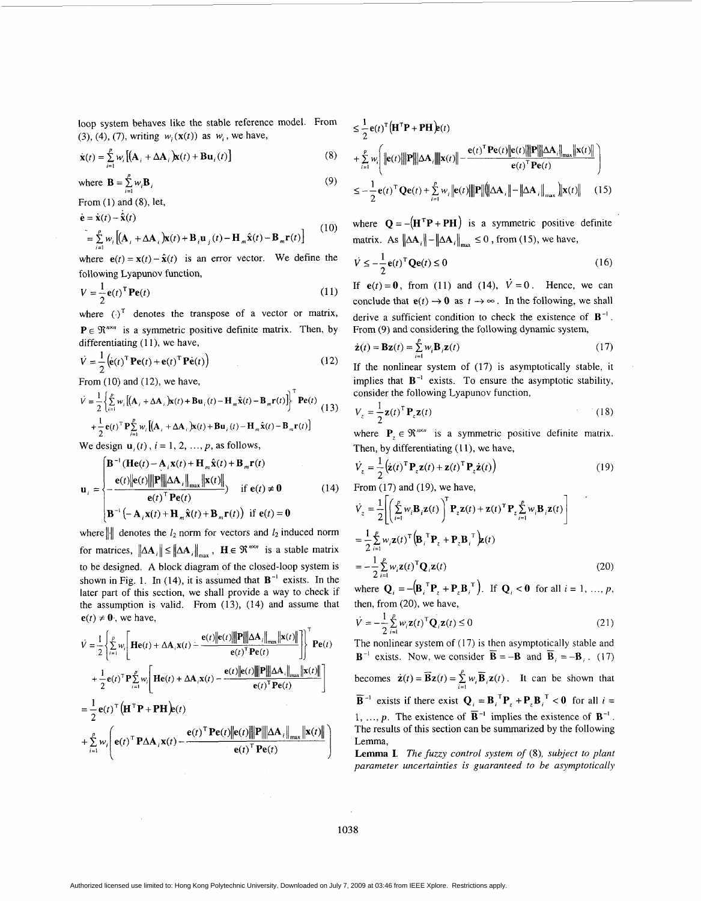loop system behaves like the stable reference model. From (3), (4), (7), writing $w_i(\mathbf{x}(t))$ as $w_i$, we have,

$$\dot{\mathbf{x}}(t) = \sum_{i=1}^{p} w_i \left[ (\mathbf{A}_i + \Delta\mathbf{A}_i)\mathbf{x}(t) + \mathbf{B}\mathbf{u}_i(t) \right] \tag{8}$$

where $\mathbf{B} = \sum_{i=1}^{p} w_i \mathbf{B}_i$ (9)

From (1) and (8), let,

$$\begin{aligned} \dot{\mathbf{e}} &= \dot{\mathbf{x}}(t) - \dot{\hat{\mathbf{x}}}(t) \\ &= \sum_{i=1}^{p} w_i \left[ (\mathbf{A}_i + \Delta\mathbf{A}_i)\mathbf{x}(t) + \mathbf{B}_i \mathbf{u}_j(t) - \mathbf{H}_m \hat{\mathbf{x}}(t) - \mathbf{B}_m \mathbf{r}(t) \right] \end{aligned} \tag{10}$$

where $\mathbf{e}(t) = \mathbf{x}(t) - \hat{\mathbf{x}}(t)$ is an error vector. We define the following Lyapunov function,

$$V = \frac{1}{2}\mathbf{e}(t)^{\mathrm{T}}\mathbf{P}\mathbf{e}(t) \tag{11}$$

where $(\cdot)^{\mathrm{T}}$ denotes the transpose of a vector or matrix, $\mathbf{P} \in \Re^{n \times n}$ is a symmetric positive definite matrix. Then, by differentiating (11), we have,

$$\dot{V} = \frac{1}{2}\left( \dot{\mathbf{e}}(t)^{\mathrm{T}}\mathbf{P}\mathbf{e}(t) + \mathbf{e}(t)^{\mathrm{T}}\mathbf{P}\dot{\mathbf{e}}(t) \right) \tag{12}$$

From (10) and (12), we have,

$$\begin{aligned} \dot{V} &= \frac{1}{2}\left\{ \sum_{i=1}^{p} w_i \left[ (\mathbf{A}_i + \Delta\mathbf{A}_i)\mathbf{x}(t) + \mathbf{B}\mathbf{u}_i(t) - \mathbf{H}_m \hat{\mathbf{x}}(t) - \mathbf{B}_m \mathbf{r}(t) \right] \right\}^{\mathrm{T}} \mathbf{P}\mathbf{e}(t) \\ &+ \frac{1}{2}\mathbf{e}(t)^{\mathrm{T}}\mathbf{P}\sum_{i=1}^{p} w_i \left[ (\mathbf{A}_i + \Delta\mathbf{A}_i)\mathbf{x}(t) + \mathbf{B}\mathbf{u}_i(t) - \mathbf{H}_m \hat{\mathbf{x}}(t) - \mathbf{B}_m \mathbf{r}(t) \right] \end{aligned} \tag{13}$$

We design $\mathbf{u}_i(t)$, $i = 1, 2, \ldots, p$, as follows,

$$\mathbf{u}_i = \begin{cases} \mathbf{B}^{-1}(\mathbf{H}\mathbf{e}(t) - \mathbf{A}_i\mathbf{x}(t) + \mathbf{H}_m\hat{\mathbf{x}}(t) + \mathbf{B}_m\mathbf{r}(t) \\ \quad - \dfrac{\mathbf{e}(t)\|\mathbf{e}(t)\|\|\mathbf{P}\|\|\Delta\mathbf{A}_i\|_{\max}\|\mathbf{x}(t)\|}{\mathbf{e}(t)^{\mathrm{T}}\mathbf{P}\mathbf{e}(t)}) & \text{if } \mathbf{e}(t) \neq \mathbf{0} \\ \mathbf{B}^{-1}\left(-\mathbf{A}_i\mathbf{x}(t) + \mathbf{H}_m\hat{\mathbf{x}}(t) + \mathbf{B}_m\mathbf{r}(t)\right) & \text{if } \mathbf{e}(t) = \mathbf{0} \end{cases} \tag{14}$$

where $\|\cdot\|$ denotes the $l_2$ norm for vectors and $l_2$ induced norm for matrices, $\|\Delta\mathbf{A}_i\| \leq \|\Delta\mathbf{A}_i\|_{\max}$, $\mathbf{H} \in \Re^{n \times n}$ is a stable matrix to be designed. A block diagram of the closed-loop system is shown in Fig. 1. In (14), it is assumed that $\mathbf{B}^{-1}$ exists. In the later part of this section, we shall provide a way to check if the assumption is valid. From (13), (14) and assume that $\mathbf{e}(t) \neq \mathbf{0}$, we have,

$$\begin{aligned} \dot{V} &= \frac{1}{2}\left\{ \sum_{i=1}^{p} w_i \left[ \mathbf{H}\mathbf{e}(t) + \Delta\mathbf{A}_i\mathbf{x}(t) - \frac{\mathbf{e}(t)\|\mathbf{e}(t)\|\|\mathbf{P}\|\|\Delta\mathbf{A}_i\|_{\max}\|\mathbf{x}(t)\|}{\mathbf{e}(t)^{\mathrm{T}}\mathbf{P}\mathbf{e}(t)} \right] \right\}^{\mathrm{T}} \mathbf{P}\mathbf{e}(t) \\ &+ \frac{1}{2}\mathbf{e}(t)^{\mathrm{T}}\mathbf{P}\sum_{i=1}^{p} w_i \left[ \mathbf{H}\mathbf{e}(t) + \Delta\mathbf{A}_i\mathbf{x}(t) - \frac{\mathbf{e}(t)\|\mathbf{e}(t)\|\|\mathbf{P}\|\|\Delta\mathbf{A}_i\|_{\max}\|\mathbf{x}(t)\|}{\mathbf{e}(t)^{\mathrm{T}}\mathbf{P}\mathbf{e}(t)} \right] \\ &= \frac{1}{2}\mathbf{e}(t)^{\mathrm{T}}\left(\mathbf{H}^{\mathrm{T}}\mathbf{P} + \mathbf{P}\mathbf{H}\right)\mathbf{e}(t) \\ &+ \sum_{i=1}^{p} w_i \left( \mathbf{e}(t)^{\mathrm{T}}\mathbf{P}\Delta\mathbf{A}_i\mathbf{x}(t) - \frac{\mathbf{e}(t)^{\mathrm{T}}\mathbf{P}\mathbf{e}(t)\|\mathbf{e}(t)\|\|\mathbf{P}\|\|\Delta\mathbf{A}_i\|_{\max}\|\mathbf{x}(t)\|}{\mathbf{e}(t)^{\mathrm{T}}\mathbf{P}\mathbf{e}(t)} \right) \\ &\leq \frac{1}{2}\mathbf{e}(t)^{\mathrm{T}}\left(\mathbf{H}^{\mathrm{T}}\mathbf{P} + \mathbf{P}\mathbf{H}\right)\mathbf{e}(t) \\ &+ \sum_{i=1}^{p} w_i \left( \|\mathbf{e}(t)\|\|\mathbf{P}\|\|\Delta\mathbf{A}_i\|\|\mathbf{x}(t)\| - \frac{\mathbf{e}(t)^{\mathrm{T}}\mathbf{P}\mathbf{e}(t)\|\mathbf{e}(t)\|\|\mathbf{P}\|\|\Delta\mathbf{A}_i\|_{\max}\|\mathbf{x}(t)\|}{\mathbf{e}(t)^{\mathrm{T}}\mathbf{P}\mathbf{e}(t)} \right) \\ &\leq -\frac{1}{2}\mathbf{e}(t)^{\mathrm{T}}\mathbf{Q}\mathbf{e}(t) + \sum_{i=1}^{p} w_i \|\mathbf{e}(t)\|\|\mathbf{P}\|\left(\|\Delta\mathbf{A}_i\| - \|\Delta\mathbf{A}_i\|_{\max}\right)\|\mathbf{x}(t)\| \end{aligned} \tag{15}$$

where $\mathbf{Q} = -\left(\mathbf{H}^{\mathrm{T}}\mathbf{P} + \mathbf{P}\mathbf{H}\right)$ is a symmetric positive definite matrix. As $\|\Delta\mathbf{A}_i\| - \|\Delta\mathbf{A}_i\|_{\max} \leq 0$, from (15), we have,

$$\dot{V} \leq -\frac{1}{2}\mathbf{e}(t)^{\mathrm{T}}\mathbf{Q}\mathbf{e}(t) \leq 0 \tag{16}$$

If $\mathbf{e}(t) = \mathbf{0}$, from (11) and (14), $\dot{V} = 0$. Hence, we can conclude that $\mathbf{e}(t) \to \mathbf{0}$ as $t \to \infty$. In the following, we shall derive a sufficient condition to check the existence of $\mathbf{B}^{-1}$. From (9) and considering the following dynamic system,

$$\dot{\mathbf{z}}(t) = \mathbf{B}\mathbf{z}(t) = \sum_{i=1}^{p} w_i \mathbf{B}_i \mathbf{z}(t) \tag{17}$$

If the nonlinear system of (17) is asymptotically stable, it implies that $\mathbf{B}^{-1}$ exists. To ensure the asymptotic stability, consider the following Lyapunov function,

$$V_z = \frac{1}{2}\mathbf{z}(t)^{\mathrm{T}}\mathbf{P}_z\mathbf{z}(t) \tag{18}$$

where $\mathbf{P}_z \in \Re^{n \times n}$ is a symmetric positive definite matrix. Then, by differentiating (11), we have,

$$\dot{V}_z = \frac{1}{2}\left( \dot{\mathbf{z}}(t)^{\mathrm{T}}\mathbf{P}_z\mathbf{z}(t) + \mathbf{z}(t)^{\mathrm{T}}\mathbf{P}_z\dot{\mathbf{z}}(t) \right) \tag{19}$$

From (17) and (19), we have,

$$\begin{aligned} \dot{V}_z &= \frac{1}{2}\left[ \left( \sum_{i=1}^{p} w_i \mathbf{B}_i \mathbf{z}(t) \right)^{\mathrm{T}} \mathbf{P}_z \mathbf{z}(t) + \mathbf{z}(t)^{\mathrm{T}}\mathbf{P}_z \sum_{i=1}^{p} w_i \mathbf{B}_i \mathbf{z}(t) \right] \\ &= \frac{1}{2}\sum_{i=1}^{p} w_i \mathbf{z}(t)^{\mathrm{T}}\left(\mathbf{B}_i{}^{\mathrm{T}}\mathbf{P}_z + \mathbf{P}_z\mathbf{B}_i{}^{\mathrm{T}}\right)\mathbf{z}(t) \\ &= -\frac{1}{2}\sum_{i=1}^{p} w_i \mathbf{z}(t)^{\mathrm{T}}\mathbf{Q}_i\mathbf{z}(t) \end{aligned} \tag{20}$$

where $\mathbf{Q}_i = -\left(\mathbf{B}_i{}^{\mathrm{T}}\mathbf{P}_z + \mathbf{P}_z\mathbf{B}_i{}^{\mathrm{T}}\right)$. If $\mathbf{Q}_i < \mathbf{0}$ for all $i = 1, \ldots, p$, then, from (20), we have,

$$\dot{V} = -\frac{1}{2}\sum_{i=1}^{p} w_i \mathbf{z}(t)^{\mathrm{T}}\mathbf{Q}_i\mathbf{z}(t) \leq 0 \tag{21}$$

The nonlinear system of (17) is then asymptotically stable and $\mathbf{B}^{-1}$ exists. Now, we consider $\overline{\mathbf{B}} = -\mathbf{B}$ and $\overline{\mathbf{B}}_i = -\mathbf{B}_i$. (17) becomes $\dot{\mathbf{z}}(t) = \overline{\mathbf{B}}\mathbf{z}(t) = \sum_{i=1}^{p} w_i \overline{\mathbf{B}}_i \mathbf{z}(t)$. It can be shown that $\overline{\mathbf{B}}^{-1}$ exists if there exist $\mathbf{Q}_i = \mathbf{B}_i{}^{\mathrm{T}}\mathbf{P}_z + \mathbf{P}_z\mathbf{B}_i{}^{\mathrm{T}} < \mathbf{0}$ for all $i$ = 1, …, $p$. The existence of $\overline{\mathbf{B}}^{-1}$ implies the existence of $\mathbf{B}^{-1}$. The results of this section can be summarized by the following Lemma,

**Lemma I.** *The fuzzy control system of* (8), *subject to plant parameter uncertainties is guaranteed to be asymptotically*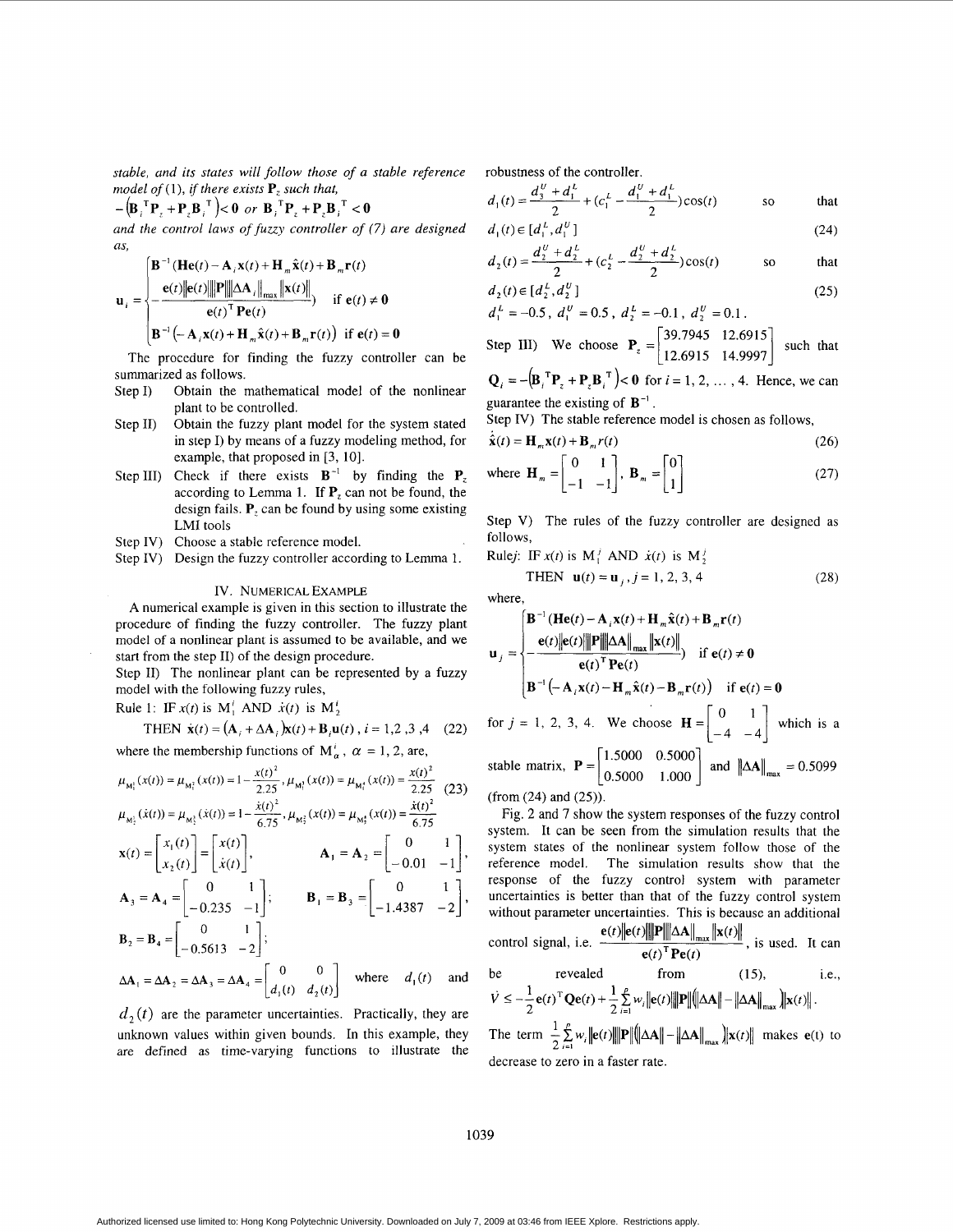*stable, and its states will follow those of a stable reference model of* (1), *if there exists* $\mathbf{P}_z$ *such that,*

$-\left(\mathbf{B}_i^{\mathrm{T}}\mathbf{P}_z + \mathbf{P}_z\mathbf{B}_i^{\mathrm{T}}\right) < \mathbf{0}$ *or* $\mathbf{B}_i^{\mathrm{T}}\mathbf{P}_z + \mathbf{P}_z\mathbf{B}_i^{\mathrm{T}} < \mathbf{0}$

*and the control laws of fuzzy controller of* (7) *are designed as,*

$$\mathbf{u}_i = \begin{cases} \mathbf{B}^{-1}(\mathbf{He}(t) - \mathbf{A}_i\mathbf{x}(t) + \mathbf{H}_m\hat{\mathbf{x}}(t) + \mathbf{B}_m\mathbf{r}(t) \\ \quad -\dfrac{\mathbf{e}(t)\|\mathbf{e}(t)\|\|\mathbf{P}\|\|\Delta\mathbf{A}_i\|_{\max}\|\mathbf{x}(t)\|}{\mathbf{e}(t)^{\mathrm{T}}\mathbf{Pe}(t)}) & \text{if } \mathbf{e}(t) \neq \mathbf{0} \\ \mathbf{B}^{-1}\left(-\mathbf{A}_i\mathbf{x}(t) + \mathbf{H}_m\hat{\mathbf{x}}(t) + \mathbf{B}_m\mathbf{r}(t)\right) & \text{if } \mathbf{e}(t) = \mathbf{0} \end{cases}$$

The procedure for finding the fuzzy controller can be summarized as follows.

- Step I) Obtain the mathematical model of the nonlinear plant to be controlled.
- Step II) Obtain the fuzzy plant model for the system stated in step I) by means of a fuzzy modeling method, for example, that proposed in [3, 10].
- Step III) Check if there exists $\mathbf{B}^{-1}$ by finding the $\mathbf{P}_z$ according to Lemma 1. If $\mathbf{P}_z$ can not be found, the design fails. $\mathbf{P}_z$ can be found by using some existing LMI tools
- Step IV) Choose a stable reference model.
- Step IV) Design the fuzzy controller according to Lemma 1.

## IV. Numerical Example

A numerical example is given in this section to illustrate the procedure of finding the fuzzy controller. The fuzzy plant model of a nonlinear plant is assumed to be available, and we start from the step II) of the design procedure.

Step II) The nonlinear plant can be represented by a fuzzy model with the following fuzzy rules,

Rule 1: IF $x(t)$ is $\mathrm{M}_1^i$ AND $\dot{x}(t)$ is $\mathrm{M}_2^i$

$$\text{THEN } \dot{\mathbf{x}}(t) = \left(\mathbf{A}_i + \Delta\mathbf{A}_i\right)\mathbf{x}(t) + \mathbf{B}_i\mathbf{u}(t),\ i = 1,2,3,4 \quad (22)$$

where the membership functions of $\mathrm{M}_\alpha^i$, $\alpha$ = 1, 2, are,

$$\mu_{\mathrm{M}_1^1}(x(t)) = \mu_{\mathrm{M}_1^2}(x(t)) = 1 - \frac{x(t)^2}{2.25},\ \mu_{\mathrm{M}_1^3}(x(t)) = \mu_{\mathrm{M}_1^4}(x(t)) = \frac{x(t)^2}{2.25} \quad (23)$$

$$\mu_{\mathrm{M}_2^1}(\dot{x}(t)) = \mu_{\mathrm{M}_2^3}(\dot{x}(t)) = 1 - \frac{\dot{x}(t)^2}{6.75},\ \mu_{\mathrm{M}_2^2}(x(t)) = \mu_{\mathrm{M}_2^4}(x(t)) = \frac{\dot{x}(t)^2}{6.75}$$

$$\mathbf{x}(t) = \begin{bmatrix} x_1(t) \\ x_2(t) \end{bmatrix} = \begin{bmatrix} x(t) \\ \dot{x}(t) \end{bmatrix}, \qquad \mathbf{A}_1 = \mathbf{A}_2 = \begin{bmatrix} 0 & 1 \\ -0.01 & -1 \end{bmatrix},$$

$$\mathbf{A}_3 = \mathbf{A}_4 = \begin{bmatrix} 0 & 1 \\ -0.235 & -1 \end{bmatrix}; \qquad \mathbf{B}_1 = \mathbf{B}_3 = \begin{bmatrix} 0 & 1 \\ -1.4387 & -2 \end{bmatrix},$$

$$\mathbf{B}_2 = \mathbf{B}_4 = \begin{bmatrix} 0 & 1 \\ -0.5613 & -2 \end{bmatrix};$$

$\Delta\mathbf{A}_1 = \Delta\mathbf{A}_2 = \Delta\mathbf{A}_3 = \Delta\mathbf{A}_4 = \begin{bmatrix} 0 & 0 \\ d_1(t) & d_2(t) \end{bmatrix}$ where $d_1(t)$ and $d_2(t)$ are the parameter uncertainties. Practically, they are unknown values within given bounds. In this example, they are defined as time-varying functions to illustrate the robustness of the controller.

$d_1(t) = \dfrac{d_3^U + d_1^L}{2} + (c_1^L - \dfrac{d_1^U + d_1^L}{2})\cos(t)$ so that

$$d_1(t) \in [d_1^L, d_1^U] \quad (24)$$

$d_2(t) = \dfrac{d_2^U + d_2^L}{2} + (c_2^L - \dfrac{d_2^U + d_2^L}{2})\cos(t)$ so that

$$d_2(t) \in [d_2^L, d_2^U] \quad (25)$$

$d_1^L = -0.5$, $d_1^U = 0.5$, $d_2^L = -0.1$, $d_2^U = 0.1$.

Step III) We choose $\mathbf{P}_z = \begin{bmatrix} 39.7945 & 12.6915 \\ 12.6915 & 14.9997 \end{bmatrix}$ such that $\mathbf{Q}_i = -\left(\mathbf{B}_i^{\mathrm{T}}\mathbf{P}_z + \mathbf{P}_z\mathbf{B}_i^{\mathrm{T}}\right) < \mathbf{0}$ for $i$ = 1, 2, ..., 4. Hence, we can guarantee the existing of $\mathbf{B}^{-1}$.

Step IV) The stable reference model is chosen as follows,

$$\dot{\hat{\mathbf{x}}}(t) = \mathbf{H}_m\mathbf{x}(t) + \mathbf{B}_m r(t) \quad (26)$$

$$\text{where } \mathbf{H}_m = \begin{bmatrix} 0 & 1 \\ -1 & -1 \end{bmatrix},\ \mathbf{B}_m = \begin{bmatrix} 0 \\ 1 \end{bmatrix} \quad (27)$$

Step V) The rules of the fuzzy controller are designed as follows,

Rule$j$: IF $x(t)$ is $\mathrm{M}_1^j$ AND $\dot{x}(t)$ is $\mathrm{M}_2^j$

$$\text{THEN } \mathbf{u}(t) = \mathbf{u}_j,\ j = 1, 2, 3, 4 \quad (28)$$

where,

$$\mathbf{u}_j = \begin{cases} \mathbf{B}^{-1}(\mathbf{He}(t) - \mathbf{A}_i\mathbf{x}(t) + \mathbf{H}_m\hat{\mathbf{x}}(t) + \mathbf{B}_m\mathbf{r}(t) \\ \quad -\dfrac{\mathbf{e}(t)\|\mathbf{e}(t)\|\|\mathbf{P}\|\|\Delta\mathbf{A}\|_{\max}\|\mathbf{x}(t)\|}{\mathbf{e}(t)^{\mathrm{T}}\mathbf{Pe}(t)}) & \text{if } \mathbf{e}(t) \neq \mathbf{0} \\ \mathbf{B}^{-1}\left(-\mathbf{A}_i\mathbf{x}(t) - \mathbf{H}_m\hat{\mathbf{x}}(t) - \mathbf{B}_m\mathbf{r}(t)\right) & \text{if } \mathbf{e}(t) = \mathbf{0} \end{cases}$$

for $j$ = 1, 2, 3, 4. We choose $\mathbf{H} = \begin{bmatrix} 0 & 1 \\ -4 & -4 \end{bmatrix}$ which is a stable matrix, $\mathbf{P} = \begin{bmatrix} 1.5000 & 0.5000 \\ 0.5000 & 1.000 \end{bmatrix}$ and $\|\Delta\mathbf{A}\|_{\max} = 0.5099$ (from (24) and (25)).

Fig. 2 and 7 show the system responses of the fuzzy control system. It can be seen from the simulation results that the system states of the nonlinear system follow those of the reference model. The simulation results show that the response of the fuzzy control system with parameter uncertainties is better than that of the fuzzy control system without parameter uncertainties. This is because an additional control signal, i.e. $\dfrac{\mathbf{e}(t)\|\mathbf{e}(t)\|\|\mathbf{P}\|\|\Delta\mathbf{A}\|_{\max}\|\mathbf{x}(t)\|}{\mathbf{e}(t)^{\mathrm{T}}\mathbf{Pe}(t)}$, is used. It can be revealed from (15), i.e., $\dot{V} \leq -\dfrac{1}{2}\mathbf{e}(t)^{\mathrm{T}}\mathbf{Qe}(t) + \dfrac{1}{2}\sum_{i=1}^{p} w_i\|\mathbf{e}(t)\|\|\mathbf{P}\|\left(\|\Delta\mathbf{A}\| - \|\Delta\mathbf{A}\|_{\max}\right)\|\mathbf{x}(t)\|$.

The term $\dfrac{1}{2}\sum_{i=1}^{p} w_i\|\mathbf{e}(t)\|\|\mathbf{P}\|\left(\|\Delta\mathbf{A}\| - \|\Delta\mathbf{A}\|_{\max}\right)\|\mathbf{x}(t)\|$ makes $\mathbf{e}(t)$ to decrease to zero in a faster rate.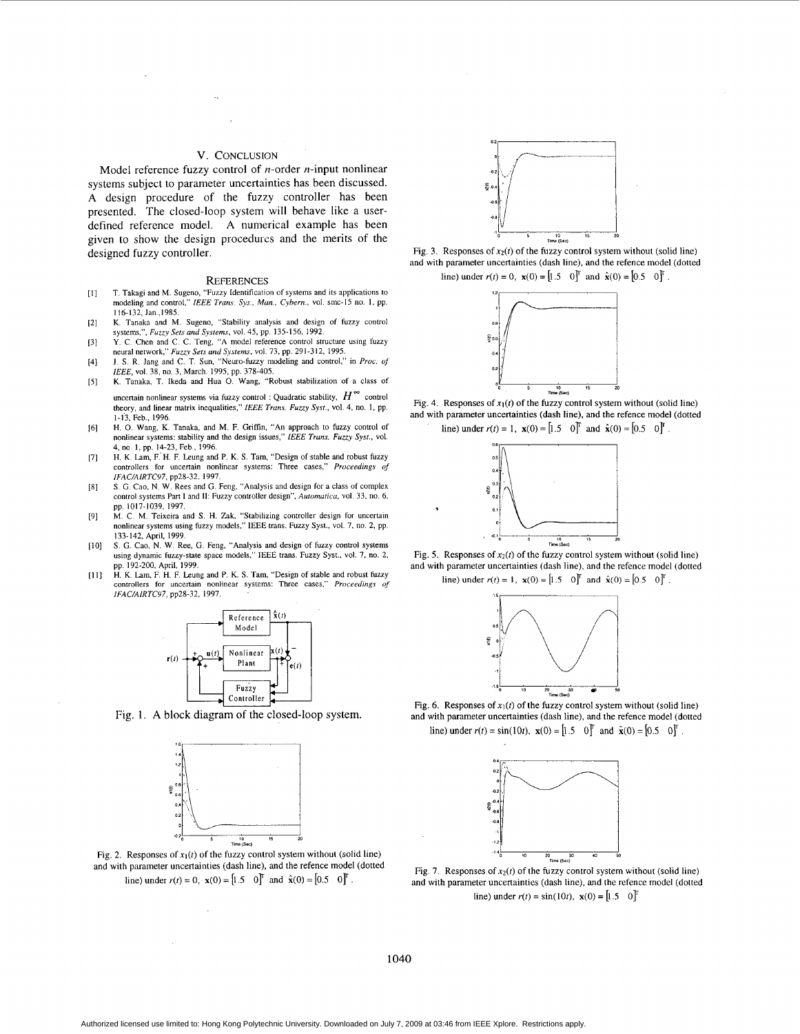## V. CONCLUSION

Model reference fuzzy control of $n$-order $n$-input nonlinear systems subject to parameter uncertainties has been discussed. A design procedure of the fuzzy controller has been presented. The closed-loop system will behave like a user-defined reference model. A numerical example has been given to show the design procedures and the merits of the designed fuzzy controller.

## REFERENCES

[1] T. Takagi and M. Sugeno, "Fuzzy Identification of systems and its applications to modeling and control," *IEEE Trans. Sys., Man., Cybern.*, vol. smc-15 no. 1, pp. 116-132, Jan.,1985.

[2] K. Tanaka and M. Sugeno, "Stability analysis and design of fuzzy control systems,", *Fuzzy Sets and Systems*, vol. 45, pp. 135-156, 1992.

[3] Y. C. Chen and C. C. Teng, "A model reference control structure using fuzzy neural network," *Fuzzy Sets and Systems*, vol. 73, pp. 291-312, 1995.

[4] J. S. R. Jang and C. T. Sun, "Neuro-fuzzy modeling and control," in *Proc. of IEEE*, vol. 38, no. 3, March. 1995, pp. 378-405.

[5] K. Tanaka, T. Ikeda and Hua O. Wang, "Robust stabilization of a class of uncertain nonlinear systems via fuzzy control : Quadratic stability, $H^{\infty}$ control theory, and linear matrix inequalities," *IEEE Trans. Fuzzy Syst.*, vol. 4, no. 1, pp. 1-13, Feb., 1996.

[6] H. O. Wang, K. Tanaka, and M. F. Griffin, "An approach to fuzzy control of nonlinear systems: stability and the design issues," *IEEE Trans. Fuzzy Syst.*, vol. 4, no. 1, pp. 14-23, Feb., 1996.

[7] H. K. Lam, F. H. F. Leung and P. K. S. Tam, "Design of stable and robust fuzzy controllers for uncertain nonlinear systems: Three cases," *Proceedings of IFAC/AIRTC97*, pp28-32, 1997.

[8] S. G. Cao, N. W. Rees and G. Feng, "Analysis and design for a class of complex control systems Part I and II: Fuzzy controller design", *Automatica*, vol. 33, no. 6, pp. 1017-1039, 1997.

[9] M. C. M. Teixeira and S. H. Zak, "Stabilizing controller design for uncertain nonlinear systems using fuzzy models," IEEE trans. Fuzzy Syst., vol. 7, no. 2, pp. 133-142, April, 1999.

[10] S. G. Cao, N. W. Ree, G. Feng, "Analysis and design of fuzzy control systems using dynamic fuzzy-state space models," IEEE trans. Fuzzy Syst., vol. 7, no. 2, pp. 192-200, April, 1999.

[11] H. K. Lam, F. H. F. Leung and P. K. S. Tam, "Design of stable and robust fuzzy controllers for uncertain nonlinear systems: Three cases," *Proceedings of IFAC/AIRTC97*, pp28-32, 1997.

Reference Model
$\hat{\mathbf{x}}(t)$
$\mathbf{r}(t)$
$\mathbf{u}(t)$
Nonlinear Plant
$\mathbf{x}(t)$
$\mathbf{e}(t)$
Fuzzy Controller

Fig. 1. A block diagram of the closed-loop system.

Fig. 2. Responses of $x_1(t)$ of the fuzzy control system without (solid line) and with parameter uncertainties (dash line), and the refence model (dotted line) under $r(t) = 0$, $\mathbf{x}(0) = [1.5 \quad 0]^T$ and $\hat{\mathbf{x}}(0) = [0.5 \quad 0]^T$.

Fig. 3. Responses of $x_2(t)$ of the fuzzy control system without (solid line) and with parameter uncertainties (dash line), and the refence model (dotted line) under $r(t) = 0$, $\mathbf{x}(0) = [1.5 \quad 0]^T$ and $\hat{\mathbf{x}}(0) = [0.5 \quad 0]^T$.

Fig. 4. Responses of $x_1(t)$ of the fuzzy control system without (solid line) and with parameter uncertainties (dash line), and the refence model (dotted line) under $r(t) = 1$, $\mathbf{x}(0) = [1.5 \quad 0]^T$ and $\hat{\mathbf{x}}(0) = [0.5 \quad 0]^T$.

Fig. 5. Responses of $x_2(t)$ of the fuzzy control system without (solid line) and with parameter uncertainties (dash line), and the refence model (dotted line) under $r(t) = 1$, $\mathbf{x}(0) = [1.5 \quad 0]^T$ and $\hat{\mathbf{x}}(0) = [0.5 \quad 0]^T$.

Fig. 6. Responses of $x_1(t)$ of the fuzzy control system without (solid line) and with parameter uncertainties (dash line), and the refence model (dotted line) under $r(t) = \sin(10t)$, $\mathbf{x}(0) = [1.5 \quad 0]^T$ and $\hat{\mathbf{x}}(0) = [0.5 \quad 0]^T$.

Fig. 7. Responses of $x_2(t)$ of the fuzzy control system without (solid line) and with parameter uncertainties (dash line), and the refence model (dotted line) under $r(t) = \sin(10t)$, $\mathbf{x}(0) = [1.5 \quad 0]^T$